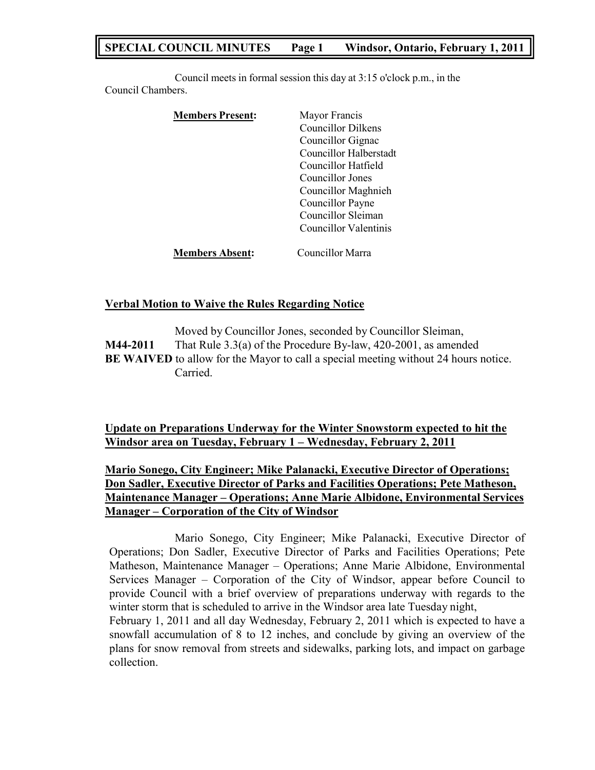Council meets in formal session this day at 3:15 o'clock p.m., in the Council Chambers.

**Members Present:**

Mayor Francis
Councillor Dilkens
Councillor Gignac
Councillor Halberstadt
Councillor Hatfield
Councillor Jones
Councillor Maghnieh
Councillor Payne
Councillor Sleiman
Councillor Valentinis

**Members Absent:** Councillor Marra

## Verbal Motion to Waive the Rules Regarding Notice

Moved by Councillor Jones, seconded by Councillor Sleiman,

**M44-2011** That Rule 3.3(a) of the Procedure By-law, 420-2001, as amended **BE WAIVED** to allow for the Mayor to call a special meeting without 24 hours notice.
Carried.

## Update on Preparations Underway for the Winter Snowstorm expected to hit the Windsor area on Tuesday, February 1 – Wednesday, February 2, 2011

### Mario Sonego, City Engineer; Mike Palanacki, Executive Director of Operations; Don Sadler, Executive Director of Parks and Facilities Operations; Pete Matheson, Maintenance Manager – Operations; Anne Marie Albidone, Environmental Services Manager – Corporation of the City of Windsor

Mario Sonego, City Engineer; Mike Palanacki, Executive Director of Operations; Don Sadler, Executive Director of Parks and Facilities Operations; Pete Matheson, Maintenance Manager – Operations; Anne Marie Albidone, Environmental Services Manager – Corporation of the City of Windsor, appear before Council to provide Council with a brief overview of preparations underway with regards to the winter storm that is scheduled to arrive in the Windsor area late Tuesday night, February 1, 2011 and all day Wednesday, February 2, 2011 which is expected to have a snowfall accumulation of 8 to 12 inches, and conclude by giving an overview of the plans for snow removal from streets and sidewalks, parking lots, and impact on garbage collection.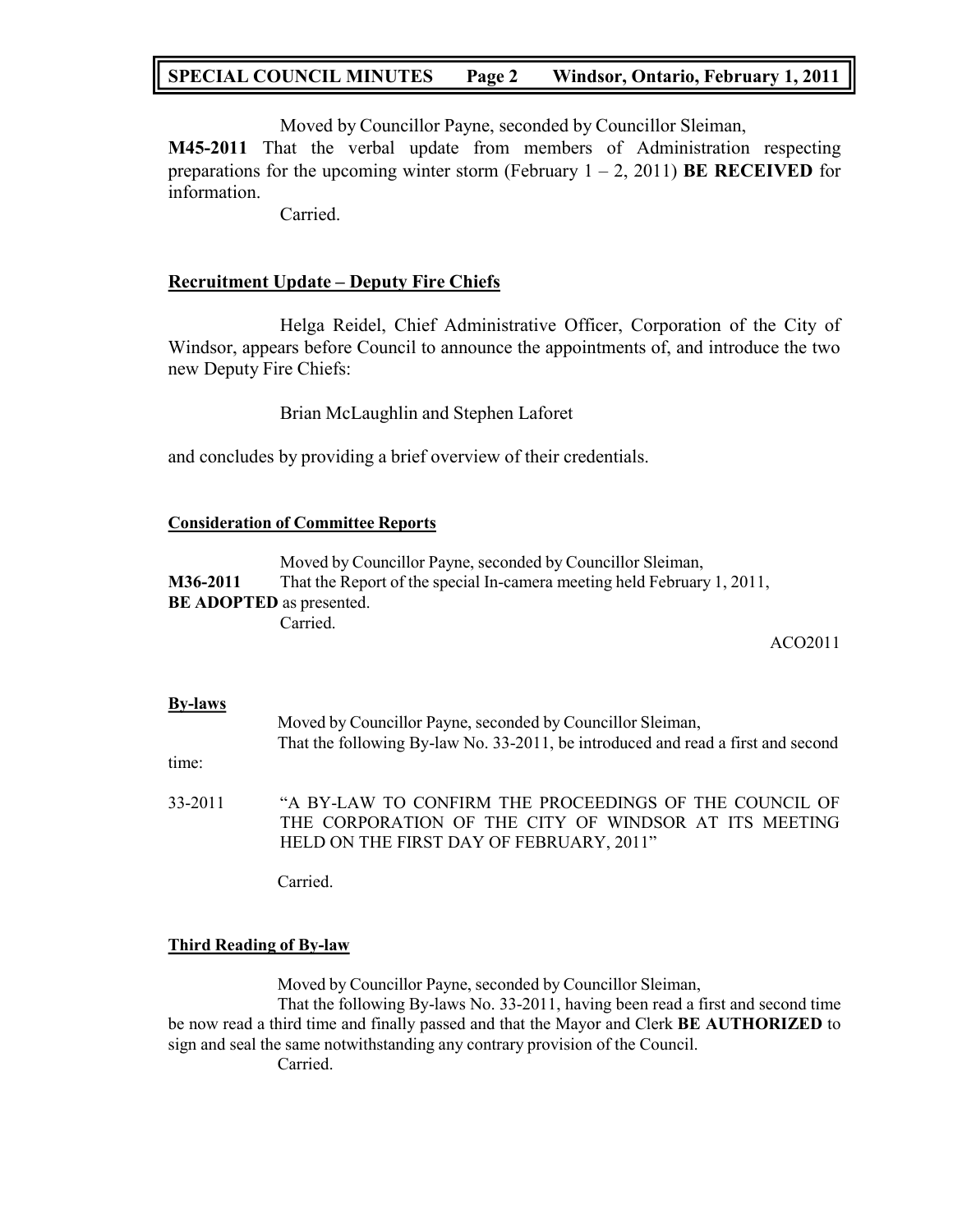Moved by Councillor Payne, seconded by Councillor Sleiman,

**M45-2011** That the verbal update from members of Administration respecting preparations for the upcoming winter storm (February 1 – 2, 2011) **BE RECEIVED** for information.

Carried.

## Recruitment Update – Deputy Fire Chiefs

Helga Reidel, Chief Administrative Officer, Corporation of the City of Windsor, appears before Council to announce the appointments of, and introduce the two new Deputy Fire Chiefs:

Brian McLaughlin and Stephen Laforet

and concludes by providing a brief overview of their credentials.

### Consideration of Committee Reports

Moved by Councillor Payne, seconded by Councillor Sleiman,

**M36-2011** That the Report of the special In-camera meeting held February 1, 2011, **BE ADOPTED** as presented.

Carried.

ACO2011

### By-laws

Moved by Councillor Payne, seconded by Councillor Sleiman,

That the following By-law No. 33-2011, be introduced and read a first and second time:

33-2011 "A BY-LAW TO CONFIRM THE PROCEEDINGS OF THE COUNCIL OF THE CORPORATION OF THE CITY OF WINDSOR AT ITS MEETING HELD ON THE FIRST DAY OF FEBRUARY, 2011"

Carried.

### Third Reading of By-law

Moved by Councillor Payne, seconded by Councillor Sleiman,

That the following By-laws No. 33-2011, having been read a first and second time be now read a third time and finally passed and that the Mayor and Clerk **BE AUTHORIZED** to sign and seal the same notwithstanding any contrary provision of the Council.

Carried.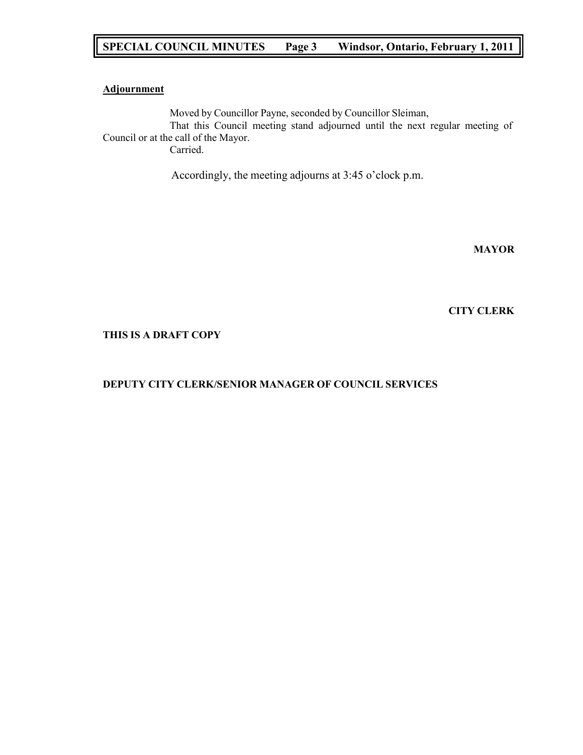**Adjournment**

Moved by Councillor Payne, seconded by Councillor Sleiman,

That this Council meeting stand adjourned until the next regular meeting of Council or at the call of the Mayor.

Carried.

Accordingly, the meeting adjourns at 3:45 o'clock p.m.

**MAYOR**

**CITY CLERK**

**THIS IS A DRAFT COPY**

**DEPUTY CITY CLERK/SENIOR MANAGER OF COUNCIL SERVICES**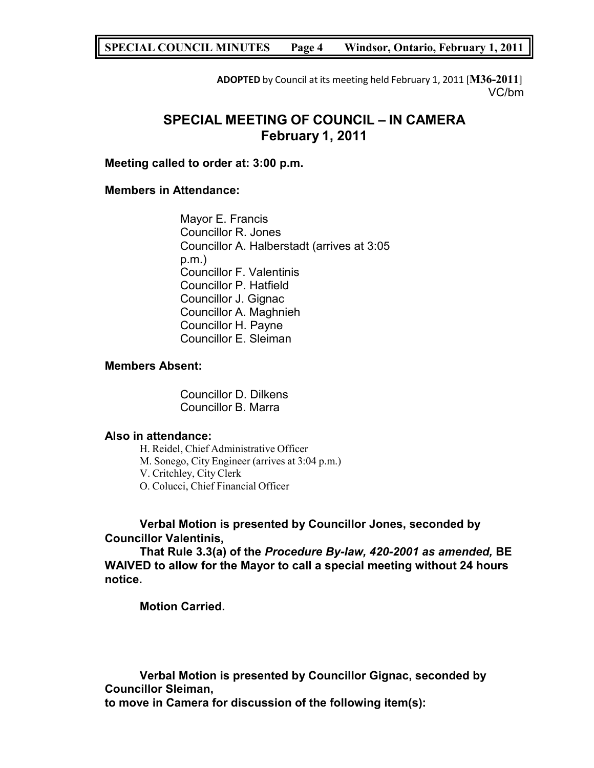**ADOPTED** by Council at its meeting held February 1, 2011 [**M36-2011**]
VC/bm

# SPECIAL MEETING OF COUNCIL – IN CAMERA
## February 1, 2011

**Meeting called to order at: 3:00 p.m.**

**Members in Attendance:**

Mayor E. Francis
Councillor R. Jones
Councillor A. Halberstadt (arrives at 3:05 p.m.)
Councillor F. Valentinis
Councillor P. Hatfield
Councillor J. Gignac
Councillor A. Maghnieh
Councillor H. Payne
Councillor E. Sleiman

**Members Absent:**

Councillor D. Dilkens
Councillor B. Marra

**Also in attendance:**

H. Reidel, Chief Administrative Officer
M. Sonego, City Engineer (arrives at 3:04 p.m.)
V. Critchley, City Clerk
O. Colucci, Chief Financial Officer

**Verbal Motion is presented by Councillor Jones, seconded by Councillor Valentinis,**

**That Rule 3.3(a) of the *Procedure By-law, 420-2001 as amended,* BE WAIVED to allow for the Mayor to call a special meeting without 24 hours notice.**

**Motion Carried.**

**Verbal Motion is presented by Councillor Gignac, seconded by Councillor Sleiman,**
**to move in Camera for discussion of the following item(s):**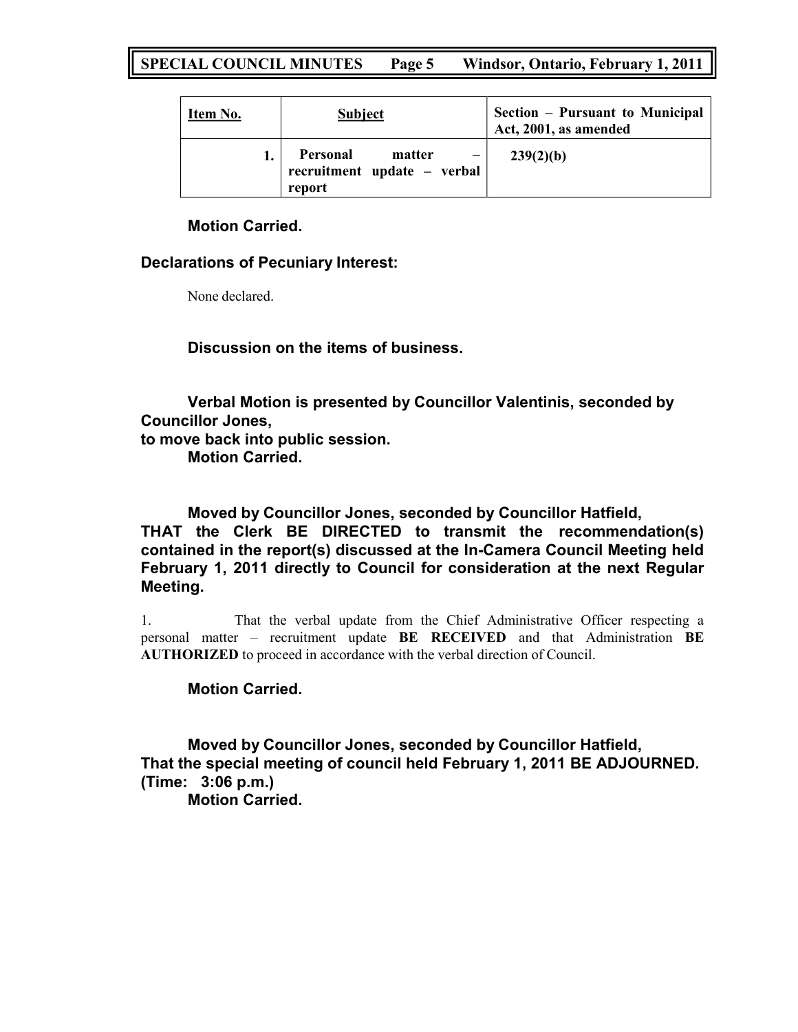| Item No. | Subject | Section – Pursuant to Municipal Act, 2001, as amended |
|---|---|---|
| 1. | Personal matter – recruitment update – verbal report | 239(2)(b) |

**Motion Carried.**

**Declarations of Pecuniary Interest:**

None declared.

**Discussion on the items of business.**

**Verbal Motion is presented by Councillor Valentinis, seconded by Councillor Jones, to move back into public session.**
**Motion Carried.**

**Moved by Councillor Jones, seconded by Councillor Hatfield,**
**THAT the Clerk BE DIRECTED to transmit the recommendation(s) contained in the report(s) discussed at the In-Camera Council Meeting held February 1, 2011 directly to Council for consideration at the next Regular Meeting.**

1. That the verbal update from the Chief Administrative Officer respecting a personal matter – recruitment update **BE RECEIVED** and that Administration **BE AUTHORIZED** to proceed in accordance with the verbal direction of Council.

**Motion Carried.**

**Moved by Councillor Jones, seconded by Councillor Hatfield,**
**That the special meeting of council held February 1, 2011 BE ADJOURNED. (Time: 3:06 p.m.)**
**Motion Carried.**